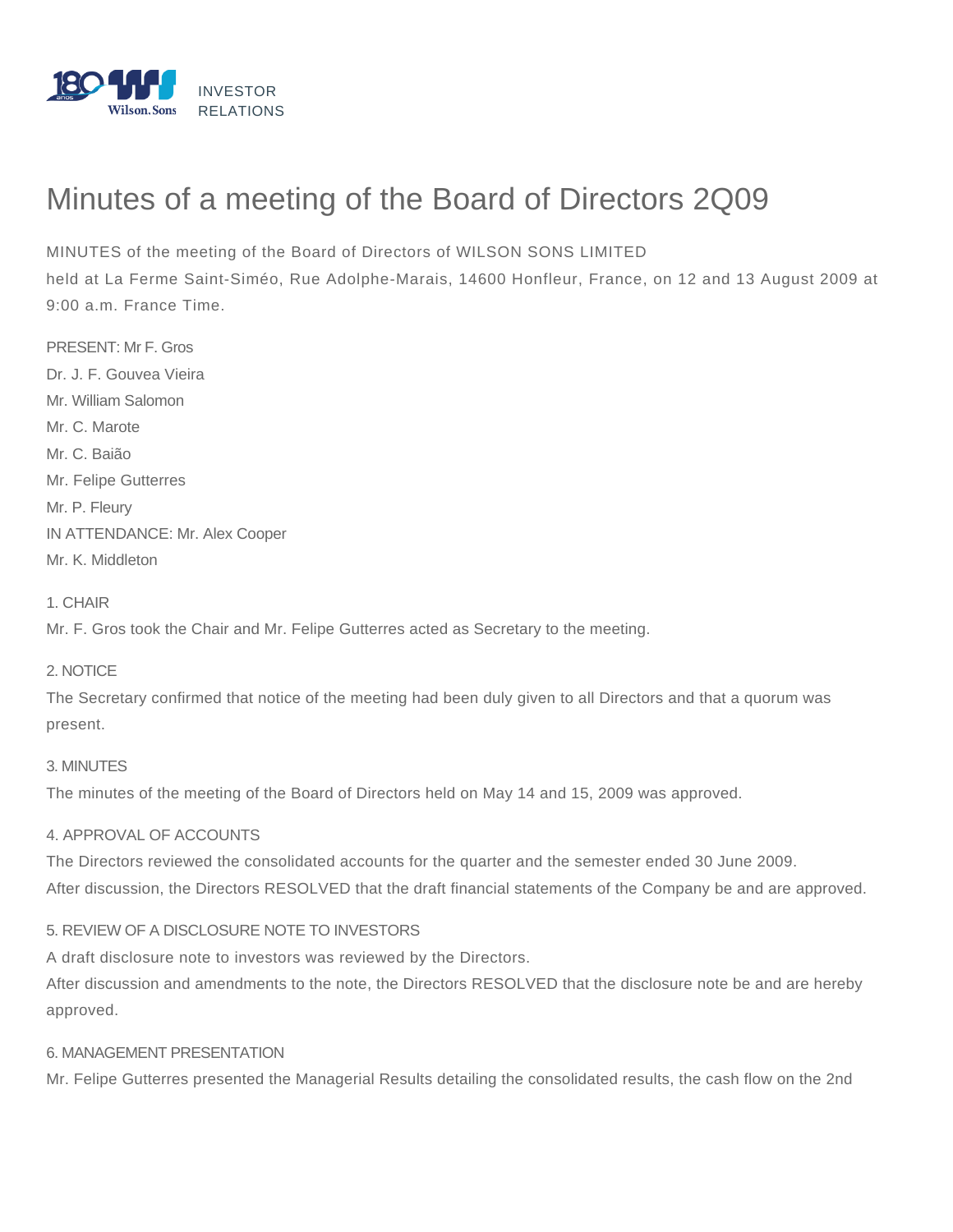INVESTOR RELATIONS

# Minutes of a meeting of the Board of Directors 2Q09

MINUTES of the meeting of the Board of Directors of WILSON SONS LIMITED
held at La Ferme Saint-Siméo, Rue Adolphe-Marais, 14600 Honfleur, France, on 12 and 13 August 2009 at 9:00 a.m. France Time.

PRESENT: Mr F. Gros
Dr. J. F. Gouvea Vieira
Mr. William Salomon
Mr. C. Marote
Mr. C. Baião
Mr. Felipe Gutterres
Mr. P. Fleury
IN ATTENDANCE: Mr. Alex Cooper
Mr. K. Middleton

1. CHAIR

Mr. F. Gros took the Chair and Mr. Felipe Gutterres acted as Secretary to the meeting.

2. NOTICE

The Secretary confirmed that notice of the meeting had been duly given to all Directors and that a quorum was present.

3. MINUTES

The minutes of the meeting of the Board of Directors held on May 14 and 15, 2009 was approved.

4. APPROVAL OF ACCOUNTS

The Directors reviewed the consolidated accounts for the quarter and the semester ended 30 June 2009.
After discussion, the Directors RESOLVED that the draft financial statements of the Company be and are approved.

5. REVIEW OF A DISCLOSURE NOTE TO INVESTORS

A draft disclosure note to investors was reviewed by the Directors.
After discussion and amendments to the note, the Directors RESOLVED that the disclosure note be and are hereby approved.

6. MANAGEMENT PRESENTATION

Mr. Felipe Gutterres presented the Managerial Results detailing the consolidated results, the cash flow on the 2nd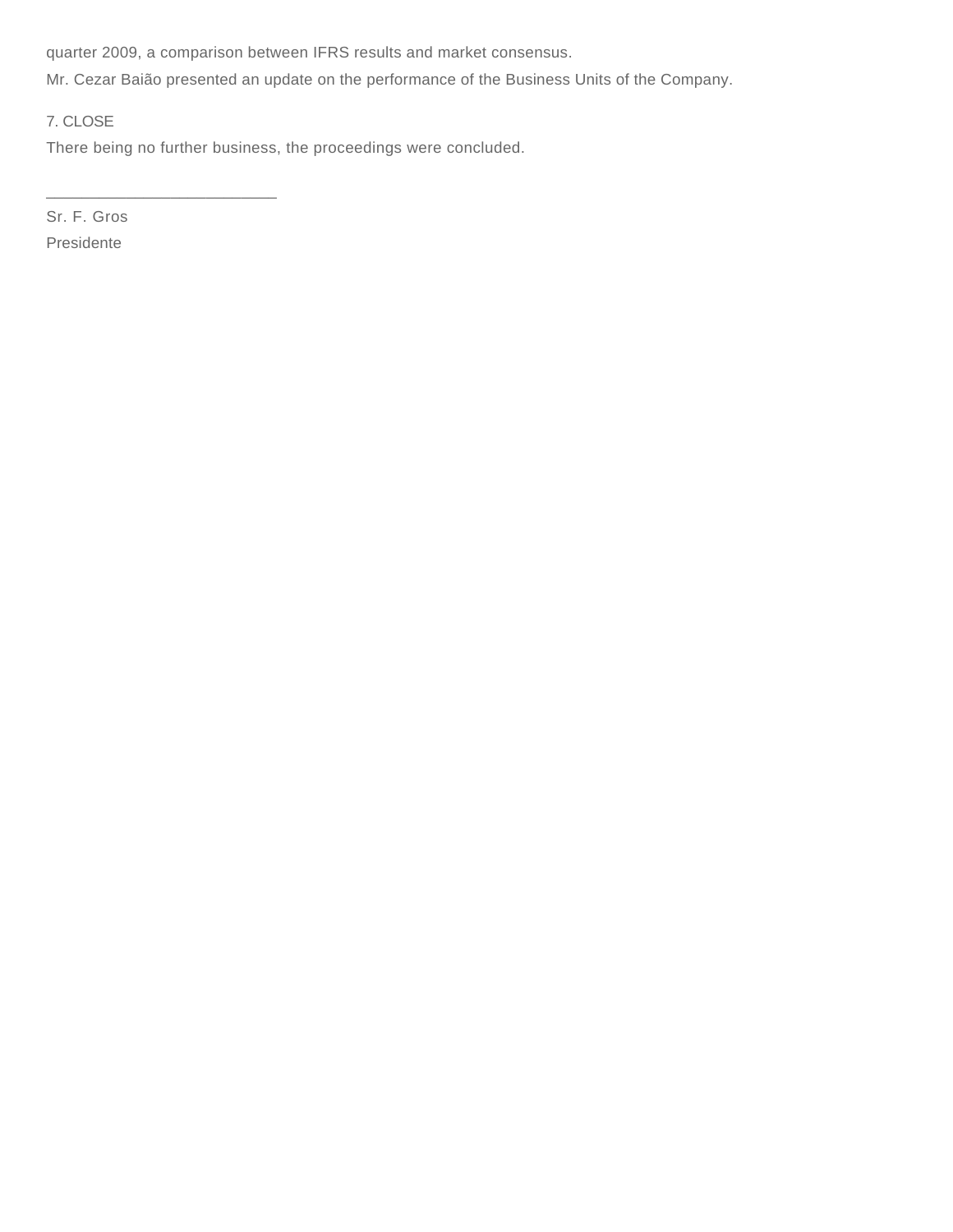quarter 2009, a comparison between IFRS results and market consensus.

Mr. Cezar Baião presented an update on the performance of the Business Units of the Company.

## 7. CLOSE

There being no further business, the proceedings were concluded.

___________________________

Sr. F. Gros

Presidente